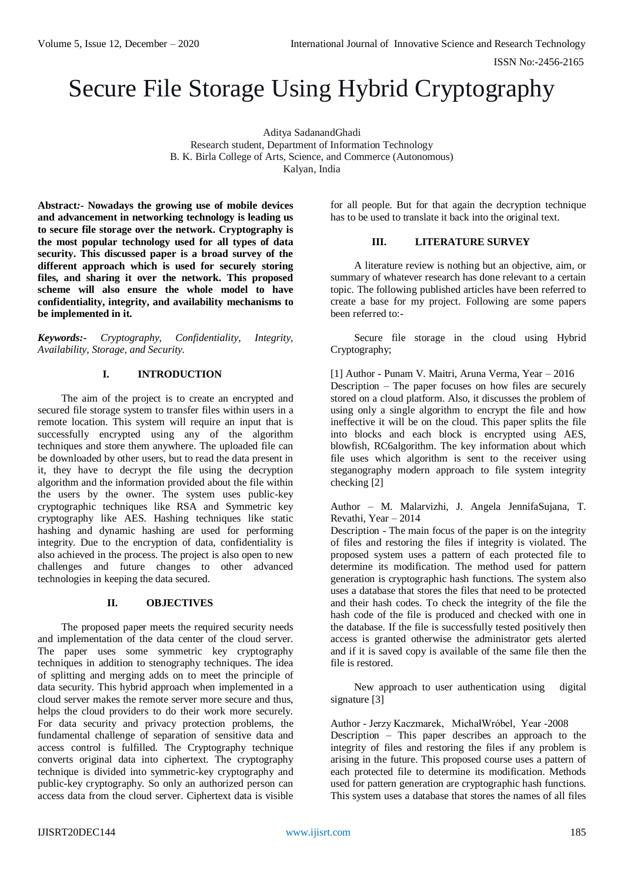# Secure File Storage Using Hybrid Cryptography

Aditya SadanandGhadi
Research student, Department of Information Technology
B. K. Birla College of Arts, Science, and Commerce (Autonomous)
Kalyan, India

**Abstract:- Nowadays the growing use of mobile devices and advancement in networking technology is leading us to secure file storage over the network. Cryptography is the most popular technology used for all types of data security. This discussed paper is a broad survey of the different approach which is used for securely storing files, and sharing it over the network. This proposed scheme will also ensure the whole model to have confidentiality, integrity, and availability mechanisms to be implemented in it.**

***Keywords:-*** *Cryptography, Confidentiality, Integrity, Availability, Storage, and Security.*

## I. INTRODUCTION

The aim of the project is to create an encrypted and secured file storage system to transfer files within users in a remote location. This system will require an input that is successfully encrypted using any of the algorithm techniques and store them anywhere. The uploaded file can be downloaded by other users, but to read the data present in it, they have to decrypt the file using the decryption algorithm and the information provided about the file within the users by the owner. The system uses public-key cryptographic techniques like RSA and Symmetric key cryptography like AES. Hashing techniques like static hashing and dynamic hashing are used for performing integrity. Due to the encryption of data, confidentiality is also achieved in the process. The project is also open to new challenges and future changes to other advanced technologies in keeping the data secured.

## II. OBJECTIVES

The proposed paper meets the required security needs and implementation of the data center of the cloud server. The paper uses some symmetric key cryptography techniques in addition to stenography techniques. The idea of splitting and merging adds on to meet the principle of data security. This hybrid approach when implemented in a cloud server makes the remote server more secure and thus, helps the cloud providers to do their work more securely. For data security and privacy protection problems, the fundamental challenge of separation of sensitive data and access control is fulfilled. The Cryptography technique converts original data into ciphertext. The cryptography technique is divided into symmetric-key cryptography and public-key cryptography. So only an authorized person can access data from the cloud server. Ciphertext data is visible for all people. But for that again the decryption technique has to be used to translate it back into the original text.

## III. LITERATURE SURVEY

A literature review is nothing but an objective, aim, or summary of whatever research has done relevant to a certain topic. The following published articles have been referred to create a base for my project. Following are some papers been referred to:-

Secure file storage in the cloud using Hybrid Cryptography;

[1] Author - Punam V. Maitri, Aruna Verma, Year – 2016
Description – The paper focuses on how files are securely stored on a cloud platform. Also, it discusses the problem of using only a single algorithm to encrypt the file and how ineffective it will be on the cloud. This paper splits the file into blocks and each block is encrypted using AES, blowfish, RC6algorithm. The key information about which file uses which algorithm is sent to the receiver using steganography modern approach to file system integrity checking [2]

Author – M. Malarvizhi, J. Angela JennifaSujana, T. Revathi, Year – 2014
Description - The main focus of the paper is on the integrity of files and restoring the files if integrity is violated. The proposed system uses a pattern of each protected file to determine its modification. The method used for pattern generation is cryptographic hash functions. The system also uses a database that stores the files that need to be protected and their hash codes. To check the integrity of the file the hash code of the file is produced and checked with one in the database. If the file is successfully tested positively then access is granted otherwise the administrator gets alerted and if it is saved copy is available of the same file then the file is restored.

New approach to user authentication using digital signature [3]

Author - Jerzy Kaczmarek, MichałWróbel, Year -2008
Description – This paper describes an approach to the integrity of files and restoring the files if any problem is arising in the future. This proposed course uses a pattern of each protected file to determine its modification. Methods used for pattern generation are cryptographic hash functions. This system uses a database that stores the names of all files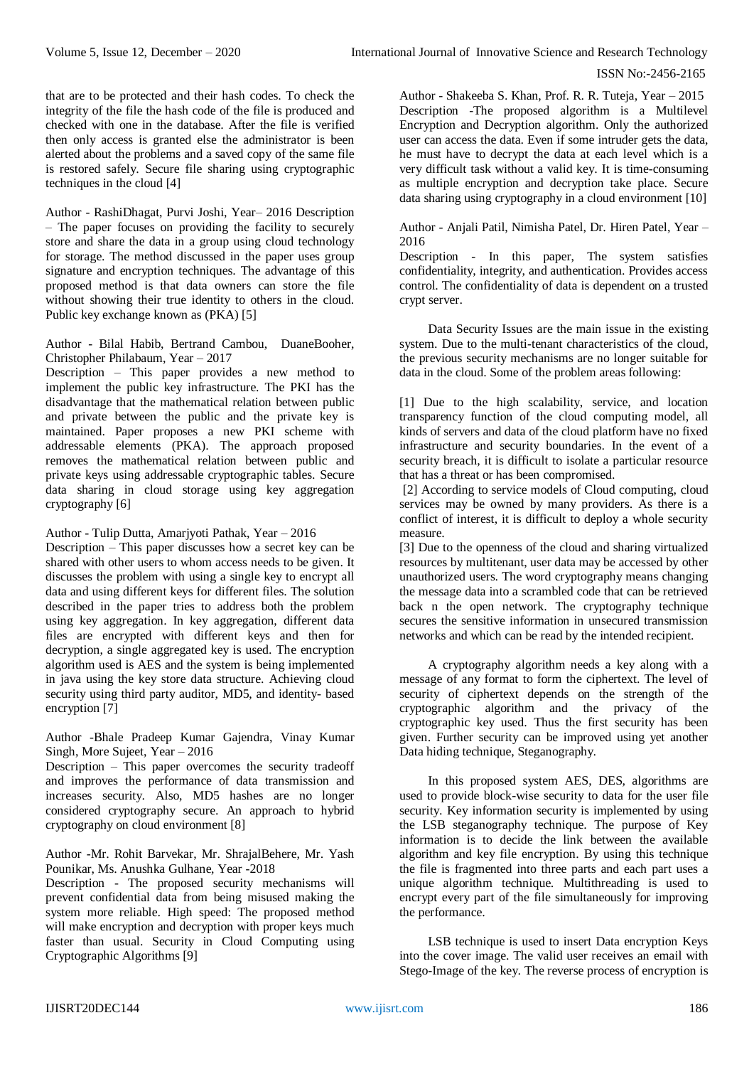that are to be protected and their hash codes. To check the integrity of the file the hash code of the file is produced and checked with one in the database. After the file is verified then only access is granted else the administrator is been alerted about the problems and a saved copy of the same file is restored safely. Secure file sharing using cryptographic techniques in the cloud [4]

Author - RashiDhagat, Purvi Joshi, Year– 2016 Description – The paper focuses on providing the facility to securely store and share the data in a group using cloud technology for storage. The method discussed in the paper uses group signature and encryption techniques. The advantage of this proposed method is that data owners can store the file without showing their true identity to others in the cloud. Public key exchange known as (PKA) [5]

Author - Bilal Habib, Bertrand Cambou, DuaneBooher, Christopher Philabaum, Year – 2017
Description – This paper provides a new method to implement the public key infrastructure. The PKI has the disadvantage that the mathematical relation between public and private between the public and the private key is maintained. Paper proposes a new PKI scheme with addressable elements (PKA). The approach proposed removes the mathematical relation between public and private keys using addressable cryptographic tables. Secure data sharing in cloud storage using key aggregation cryptography [6]

Author - Tulip Dutta, Amarjyoti Pathak, Year – 2016
Description – This paper discusses how a secret key can be shared with other users to whom access needs to be given. It discusses the problem with using a single key to encrypt all data and using different keys for different files. The solution described in the paper tries to address both the problem using key aggregation. In key aggregation, different data files are encrypted with different keys and then for decryption, a single aggregated key is used. The encryption algorithm used is AES and the system is being implemented in java using the key store data structure. Achieving cloud security using third party auditor, MD5, and identity- based encryption [7]

Author -Bhale Pradeep Kumar Gajendra, Vinay Kumar Singh, More Sujeet, Year – 2016
Description – This paper overcomes the security tradeoff and improves the performance of data transmission and increases security. Also, MD5 hashes are no longer considered cryptography secure. An approach to hybrid cryptography on cloud environment [8]

Author -Mr. Rohit Barvekar, Mr. ShrajalBehere, Mr. Yash Pounikar, Ms. Anushka Gulhane, Year -2018
Description - The proposed security mechanisms will prevent confidential data from being misused making the system more reliable. High speed: The proposed method will make encryption and decryption with proper keys much faster than usual. Security in Cloud Computing using Cryptographic Algorithms [9]

Author - Shakeeba S. Khan, Prof. R. R. Tuteja, Year – 2015
Description -The proposed algorithm is a Multilevel Encryption and Decryption algorithm. Only the authorized user can access the data. Even if some intruder gets the data, he must have to decrypt the data at each level which is a very difficult task without a valid key. It is time-consuming as multiple encryption and decryption take place. Secure data sharing using cryptography in a cloud environment [10]

Author - Anjali Patil, Nimisha Patel, Dr. Hiren Patel, Year – 2016
Description - In this paper, The system satisfies confidentiality, integrity, and authentication. Provides access control. The confidentiality of data is dependent on a trusted crypt server.

Data Security Issues are the main issue in the existing system. Due to the multi-tenant characteristics of the cloud, the previous security mechanisms are no longer suitable for data in the cloud. Some of the problem areas following:

[1] Due to the high scalability, service, and location transparency function of the cloud computing model, all kinds of servers and data of the cloud platform have no fixed infrastructure and security boundaries. In the event of a security breach, it is difficult to isolate a particular resource that has a threat or has been compromised.
[2] According to service models of Cloud computing, cloud services may be owned by many providers. As there is a conflict of interest, it is difficult to deploy a whole security measure.
[3] Due to the openness of the cloud and sharing virtualized resources by multitenant, user data may be accessed by other unauthorized users. The word cryptography means changing the message data into a scrambled code that can be retrieved back n the open network. The cryptography technique secures the sensitive information in unsecured transmission networks and which can be read by the intended recipient.

A cryptography algorithm needs a key along with a message of any format to form the ciphertext. The level of security of ciphertext depends on the strength of the cryptographic algorithm and the privacy of the cryptographic key used. Thus the first security has been given. Further security can be improved using yet another Data hiding technique, Steganography.

In this proposed system AES, DES, algorithms are used to provide block-wise security to data for the user file security. Key information security is implemented by using the LSB steganography technique. The purpose of Key information is to decide the link between the available algorithm and key file encryption. By using this technique the file is fragmented into three parts and each part uses a unique algorithm technique. Multithreading is used to encrypt every part of the file simultaneously for improving the performance.

LSB technique is used to insert Data encryption Keys into the cover image. The valid user receives an email with Stego-Image of the key. The reverse process of encryption is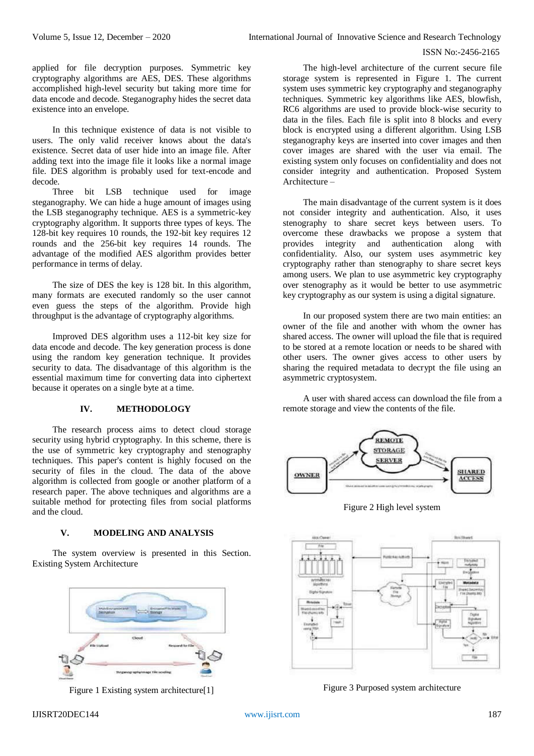applied for file decryption purposes. Symmetric key cryptography algorithms are AES, DES. These algorithms accomplished high-level security but taking more time for data encode and decode. Steganography hides the secret data existence into an envelope.

In this technique existence of data is not visible to users. The only valid receiver knows about the data's existence. Secret data of user hide into an image file. After adding text into the image file it looks like a normal image file. DES algorithm is probably used for text-encode and decode.

Three bit LSB technique used for image steganography. We can hide a huge amount of images using the LSB steganography technique. AES is a symmetric-key cryptography algorithm. It supports three types of keys. The 128-bit key requires 10 rounds, the 192-bit key requires 12 rounds and the 256-bit key requires 14 rounds. The advantage of the modified AES algorithm provides better performance in terms of delay.

The size of DES the key is 128 bit. In this algorithm, many formats are executed randomly so the user cannot even guess the steps of the algorithm. Provide high throughput is the advantage of cryptography algorithms.

Improved DES algorithm uses a 112-bit key size for data encode and decode. The key generation process is done using the random key generation technique. It provides security to data. The disadvantage of this algorithm is the essential maximum time for converting data into ciphertext because it operates on a single byte at a time.

## IV. METHODOLOGY

The research process aims to detect cloud storage security using hybrid cryptography. In this scheme, there is the use of symmetric key cryptography and stenography techniques. This paper's content is highly focused on the security of files in the cloud. The data of the above algorithm is collected from google or another platform of a research paper. The above techniques and algorithms are a suitable method for protecting files from social platforms and the cloud.

## V. MODELING AND ANALYSIS

The system overview is presented in this Section. Existing System Architecture

Figure 1 Existing system architecture[1]

The high-level architecture of the current secure file storage system is represented in Figure 1. The current system uses symmetric key cryptography and steganography techniques. Symmetric key algorithms like AES, blowfish, RC6 algorithms are used to provide block-wise security to data in the files. Each file is split into 8 blocks and every block is encrypted using a different algorithm. Using LSB steganography keys are inserted into cover images and then cover images are shared with the user via email. The existing system only focuses on confidentiality and does not consider integrity and authentication. Proposed System Architecture –

The main disadvantage of the current system is it does not consider integrity and authentication. Also, it uses stenography to share secret keys between users. To overcome these drawbacks we propose a system that provides integrity and authentication along with confidentiality. Also, our system uses asymmetric key cryptography rather than stenography to share secret keys among users. We plan to use asymmetric key cryptography over stenography as it would be better to use asymmetric key cryptography as our system is using a digital signature.

In our proposed system there are two main entities: an owner of the file and another with whom the owner has shared access. The owner will upload the file that is required to be stored at a remote location or needs to be shared with other users. The owner gives access to other users by sharing the required metadata to decrypt the file using an asymmetric cryptosystem.

A user with shared access can download the file from a remote storage and view the contents of the file.

Figure 2 High level system

Figure 3 Purposed system architecture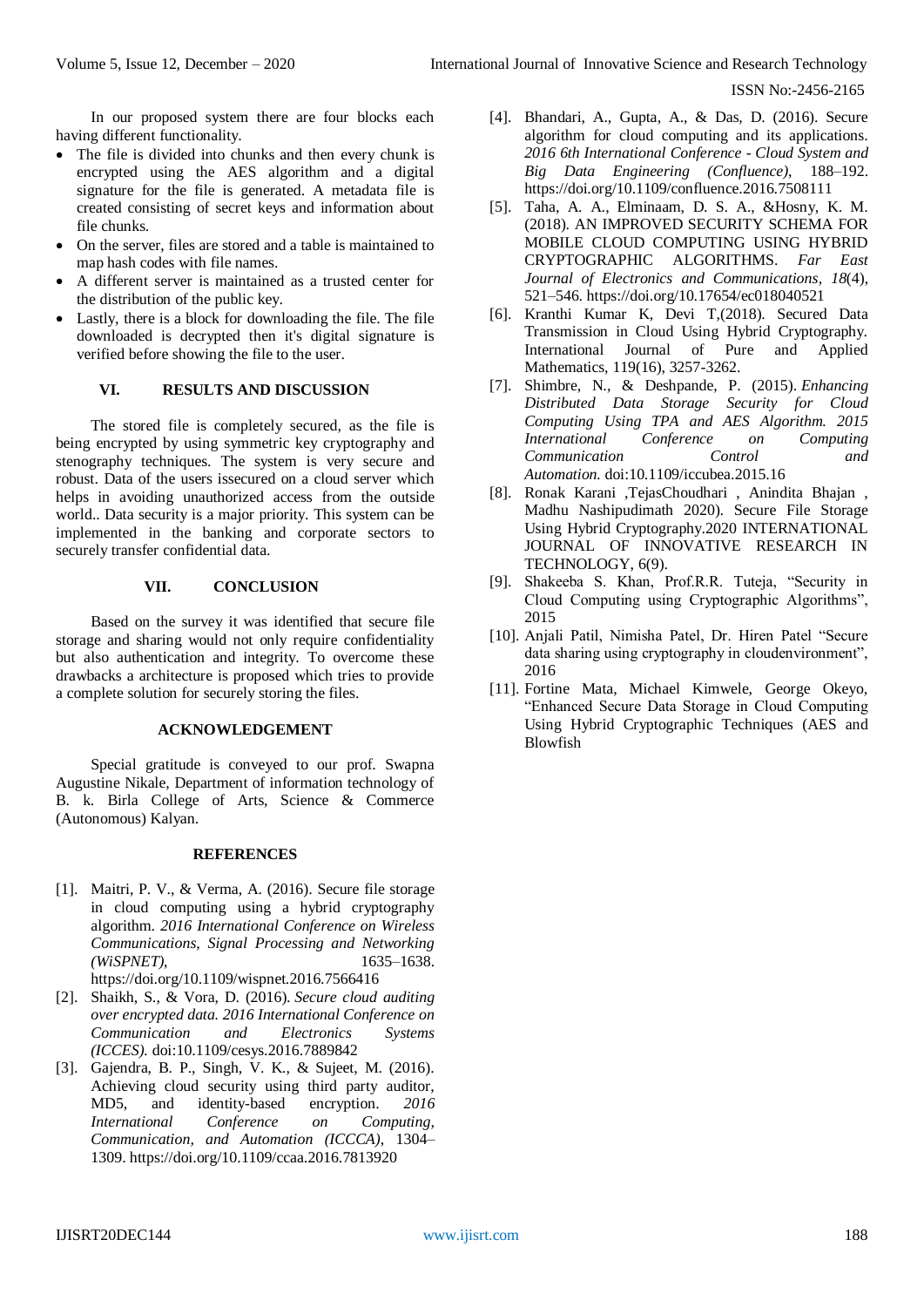In our proposed system there are four blocks each having different functionality.

- The file is divided into chunks and then every chunk is encrypted using the AES algorithm and a digital signature for the file is generated. A metadata file is created consisting of secret keys and information about file chunks.
- On the server, files are stored and a table is maintained to map hash codes with file names.
- A different server is maintained as a trusted center for the distribution of the public key.
- Lastly, there is a block for downloading the file. The file downloaded is decrypted then it's digital signature is verified before showing the file to the user.

## VI. RESULTS AND DISCUSSION

The stored file is completely secured, as the file is being encrypted by using symmetric key cryptography and stenography techniques. The system is very secure and robust. Data of the users issecured on a cloud server which helps in avoiding unauthorized access from the outside world.. Data security is a major priority. This system can be implemented in the banking and corporate sectors to securely transfer confidential data.

## VII. CONCLUSION

Based on the survey it was identified that secure file storage and sharing would not only require confidentiality but also authentication and integrity. To overcome these drawbacks a architecture is proposed which tries to provide a complete solution for securely storing the files.

## ACKNOWLEDGEMENT

Special gratitude is conveyed to our prof. Swapna Augustine Nikale, Department of information technology of B. k. Birla College of Arts, Science & Commerce (Autonomous) Kalyan.

## REFERENCES

[1]. Maitri, P. V., & Verma, A. (2016). Secure file storage in cloud computing using a hybrid cryptography algorithm. *2016 International Conference on Wireless Communications, Signal Processing and Networking (WiSPNET)*, 1635–1638. https://doi.org/10.1109/wispnet.2016.7566416

[2]. Shaikh, S., & Vora, D. (2016). *Secure cloud auditing over encrypted data. 2016 International Conference on Communication and Electronics Systems (ICCES).* doi:10.1109/cesys.2016.7889842

[3]. Gajendra, B. P., Singh, V. K., & Sujeet, M. (2016). Achieving cloud security using third party auditor, MD5, and identity-based encryption. *2016 International Conference on Computing, Communication, and Automation (ICCCA)*, 1304–1309. https://doi.org/10.1109/ccaa.2016.7813920

[4]. Bhandari, A., Gupta, A., & Das, D. (2016). Secure algorithm for cloud computing and its applications. *2016 6th International Conference - Cloud System and Big Data Engineering (Confluence)*, 188–192. https://doi.org/10.1109/confluence.2016.7508111

[5]. Taha, A. A., Elminaam, D. S. A., &Hosny, K. M. (2018). AN IMPROVED SECURITY SCHEMA FOR MOBILE CLOUD COMPUTING USING HYBRID CRYPTOGRAPHIC ALGORITHMS. *Far East Journal of Electronics and Communications*, *18*(4), 521–546. https://doi.org/10.17654/ec018040521

[6]. Kranthi Kumar K, Devi T,(2018). Secured Data Transmission in Cloud Using Hybrid Cryptography. International Journal of Pure and Applied Mathematics, 119(16), 3257-3262.

[7]. Shimbre, N., & Deshpande, P. (2015). *Enhancing Distributed Data Storage Security for Cloud Computing Using TPA and AES Algorithm. 2015 International Conference on Computing Communication Control and Automation.* doi:10.1109/iccubea.2015.16

[8]. Ronak Karani ,TejasChoudhari , Anindita Bhajan , Madhu Nashipudimath 2020). Secure File Storage Using Hybrid Cryptography.2020 INTERNATIONAL JOURNAL OF INNOVATIVE RESEARCH IN TECHNOLOGY, 6(9).

[9]. Shakeeba S. Khan, Prof.R.R. Tuteja, "Security in Cloud Computing using Cryptographic Algorithms", 2015

[10]. Anjali Patil, Nimisha Patel, Dr. Hiren Patel "Secure data sharing using cryptography in cloudenvironment", 2016

[11]. Fortine Mata, Michael Kimwele, George Okeyo, "Enhanced Secure Data Storage in Cloud Computing Using Hybrid Cryptographic Techniques (AES and Blowfish